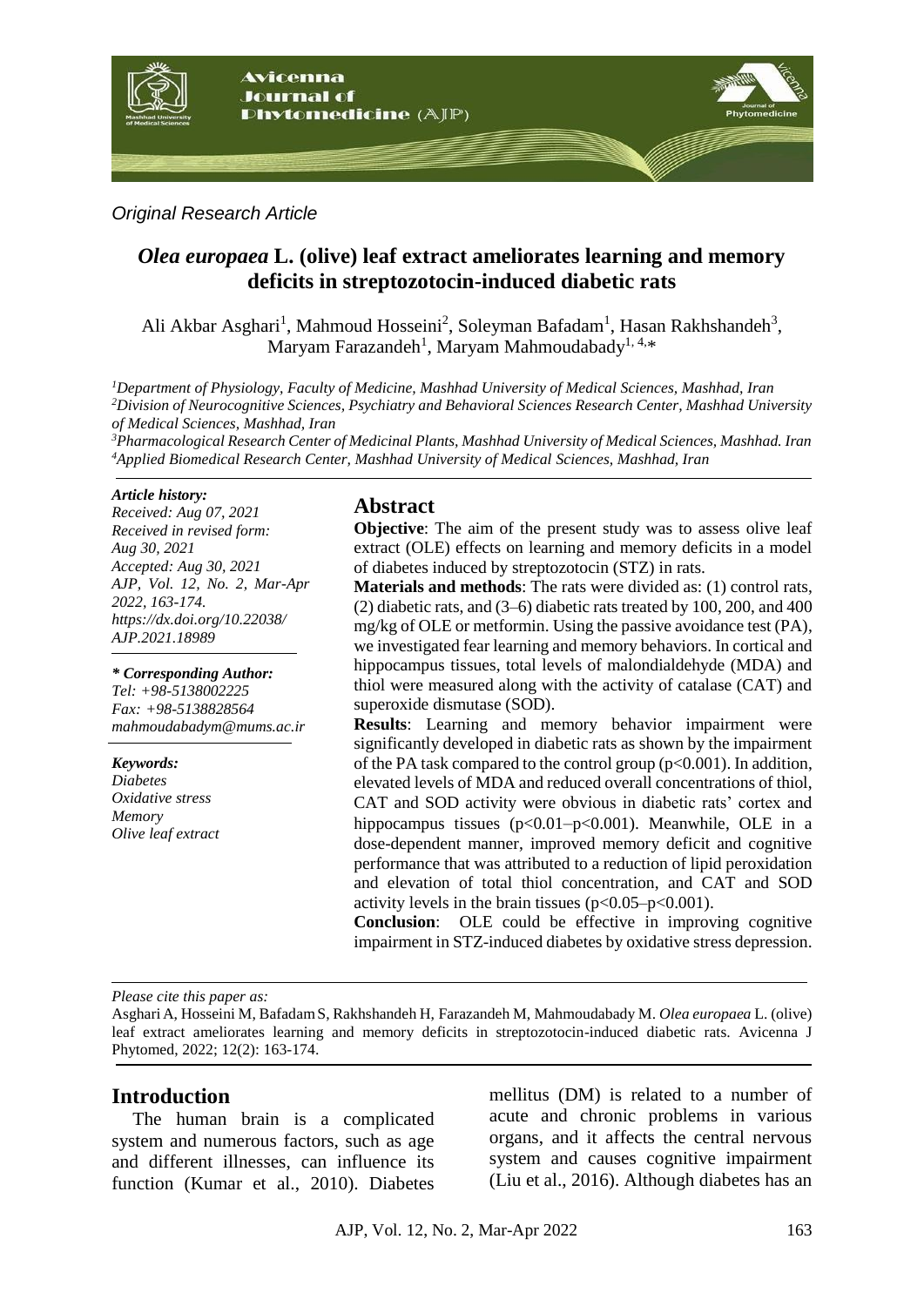*Original Research Article*

# *Olea europaea* L. (olive) leaf extract ameliorates learning and memory deficits in streptozotocin-induced diabetic rats

Ali Akbar Asghari[1], Mahmoud Hosseini[2], Soleyman Bafadam[1], Hasan Rakhshandeh[3], Maryam Farazandeh[1], Maryam Mahmoudabady[1, 4,*]

[1]*Department of Physiology, Faculty of Medicine, Mashhad University of Medical Sciences, Mashhad, Iran*
[2]*Division of Neurocognitive Sciences, Psychiatry and Behavioral Sciences Research Center, Mashhad University of Medical Sciences, Mashhad, Iran*
[3]*Pharmacological Research Center of Medicinal Plants, Mashhad University of Medical Sciences, Mashhad. Iran*
[4]*Applied Biomedical Research Center, Mashhad University of Medical Sciences, Mashhad, Iran*

***Article history:***
*Received: Aug 07, 2021*
*Received in revised form: Aug 30, 2021*
*Accepted: Aug 30, 2021*
*AJP, Vol. 12, No. 2, Mar-Apr 2022, 163-174.*
*https://dx.doi.org/10.22038/AJP.2021.18989*

***\* Corresponding Author:***
*Tel: +98-5138002225*
*Fax: +98-5138828564*
*mahmoudabadym@mums.ac.ir*

***Keywords:***
*Diabetes*
*Oxidative stress*
*Memory*
*Olive leaf extract*

## Abstract

**Objective**: The aim of the present study was to assess olive leaf extract (OLE) effects on learning and memory deficits in a model of diabetes induced by streptozotocin (STZ) in rats.

**Materials and methods**: The rats were divided as: (1) control rats, (2) diabetic rats, and (3–6) diabetic rats treated by 100, 200, and 400 mg/kg of OLE or metformin. Using the passive avoidance test (PA), we investigated fear learning and memory behaviors. In cortical and hippocampus tissues, total levels of malondialdehyde (MDA) and thiol were measured along with the activity of catalase (CAT) and superoxide dismutase (SOD).

**Results**: Learning and memory behavior impairment were significantly developed in diabetic rats as shown by the impairment of the PA task compared to the control group ($p<0.001$). In addition, elevated levels of MDA and reduced overall concentrations of thiol, CAT and SOD activity were obvious in diabetic rats' cortex and hippocampus tissues ($p<0.01$–$p<0.001$). Meanwhile, OLE in a dose-dependent manner, improved memory deficit and cognitive performance that was attributed to a reduction of lipid peroxidation and elevation of total thiol concentration, and CAT and SOD activity levels in the brain tissues ($p<0.05$–$p<0.001$).

**Conclusion**: OLE could be effective in improving cognitive impairment in STZ-induced diabetes by oxidative stress depression.

*Please cite this paper as:*
Asghari A, Hosseini M, Bafadam S, Rakhshandeh H, Farazandeh M, Mahmoudabady M. *Olea europaea* L. (olive) leaf extract ameliorates learning and memory deficits in streptozotocin-induced diabetic rats. Avicenna J Phytomed, 2022; 12(2): 163-174.

## Introduction

The human brain is a complicated system and numerous factors, such as age and different illnesses, can influence its function (Kumar et al., 2010). Diabetes mellitus (DM) is related to a number of acute and chronic problems in various organs, and it affects the central nervous system and causes cognitive impairment (Liu et al., 2016). Although diabetes has an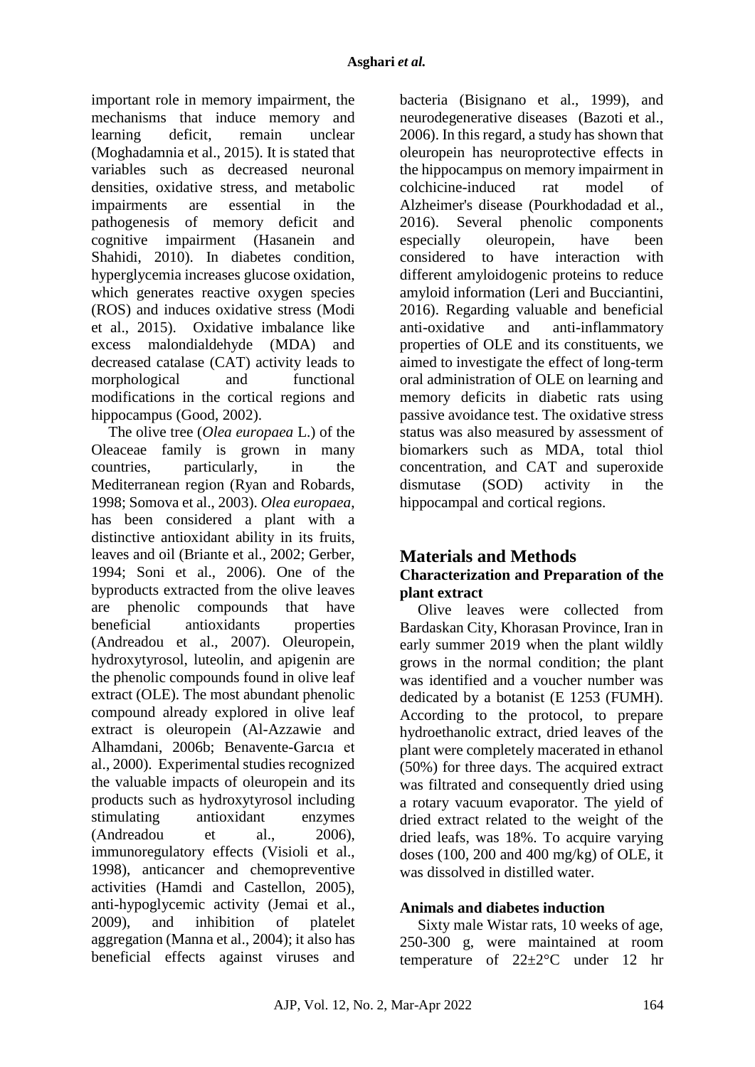important role in memory impairment, the mechanisms that induce memory and learning deficit, remain unclear (Moghadamnia et al., 2015). It is stated that variables such as decreased neuronal densities, oxidative stress, and metabolic impairments are essential in the pathogenesis of memory deficit and cognitive impairment (Hasanein and Shahidi, 2010). In diabetes condition, hyperglycemia increases glucose oxidation, which generates reactive oxygen species (ROS) and induces oxidative stress (Modi et al., 2015). Oxidative imbalance like excess malondialdehyde (MDA) and decreased catalase (CAT) activity leads to morphological and functional modifications in the cortical regions and hippocampus (Good, 2002).

The olive tree (*Olea europaea* L.) of the Oleaceae family is grown in many countries, particularly, in the Mediterranean region (Ryan and Robards, 1998; Somova et al., 2003). *Olea europaea*, has been considered a plant with a distinctive antioxidant ability in its fruits, leaves and oil (Briante et al., 2002; Gerber, 1994; Soni et al., 2006). One of the byproducts extracted from the olive leaves are phenolic compounds that have beneficial antioxidants properties (Andreadou et al., 2007). Oleuropein, hydroxytyrosol, luteolin, and apigenin are the phenolic compounds found in olive leaf extract (OLE). The most abundant phenolic compound already explored in olive leaf extract is oleuropein (Al-Azzawie and Alhamdani, 2006b; Benavente-Garcıa et al., 2000). Experimental studies recognized the valuable impacts of oleuropein and its products such as hydroxytyrosol including stimulating antioxidant enzymes (Andreadou et al., 2006), immunoregulatory effects (Visioli et al., 1998), anticancer and chemopreventive activities (Hamdi and Castellon, 2005), anti-hypoglycemic activity (Jemai et al., 2009), and inhibition of platelet aggregation (Manna et al., 2004); it also has beneficial effects against viruses and bacteria (Bisignano et al., 1999), and neurodegenerative diseases (Bazoti et al., 2006). In this regard, a study has shown that oleuropein has neuroprotective effects in the hippocampus on memory impairment in colchicine-induced rat model of Alzheimer's disease (Pourkhodadad et al., 2016). Several phenolic components especially oleuropein, have been considered to have interaction with different amyloidogenic proteins to reduce amyloid information (Leri and Bucciantini, 2016). Regarding valuable and beneficial anti-oxidative and anti-inflammatory properties of OLE and its constituents, we aimed to investigate the effect of long-term oral administration of OLE on learning and memory deficits in diabetic rats using passive avoidance test. The oxidative stress status was also measured by assessment of biomarkers such as MDA, total thiol concentration, and CAT and superoxide dismutase (SOD) activity in the hippocampal and cortical regions.

## Materials and Methods

### Characterization and Preparation of the plant extract

Olive leaves were collected from Bardaskan City, Khorasan Province, Iran in early summer 2019 when the plant wildly grows in the normal condition; the plant was identified and a voucher number was dedicated by a botanist (E 1253 (FUMH). According to the protocol, to prepare hydroethanolic extract, dried leaves of the plant were completely macerated in ethanol (50%) for three days. The acquired extract was filtrated and consequently dried using a rotary vacuum evaporator. The yield of dried extract related to the weight of the dried leafs, was 18%. To acquire varying doses (100, 200 and 400 mg/kg) of OLE, it was dissolved in distilled water.

### Animals and diabetes induction

Sixty male Wistar rats, 10 weeks of age, 250-300 g, were maintained at room temperature of 22±2°C under 12 hr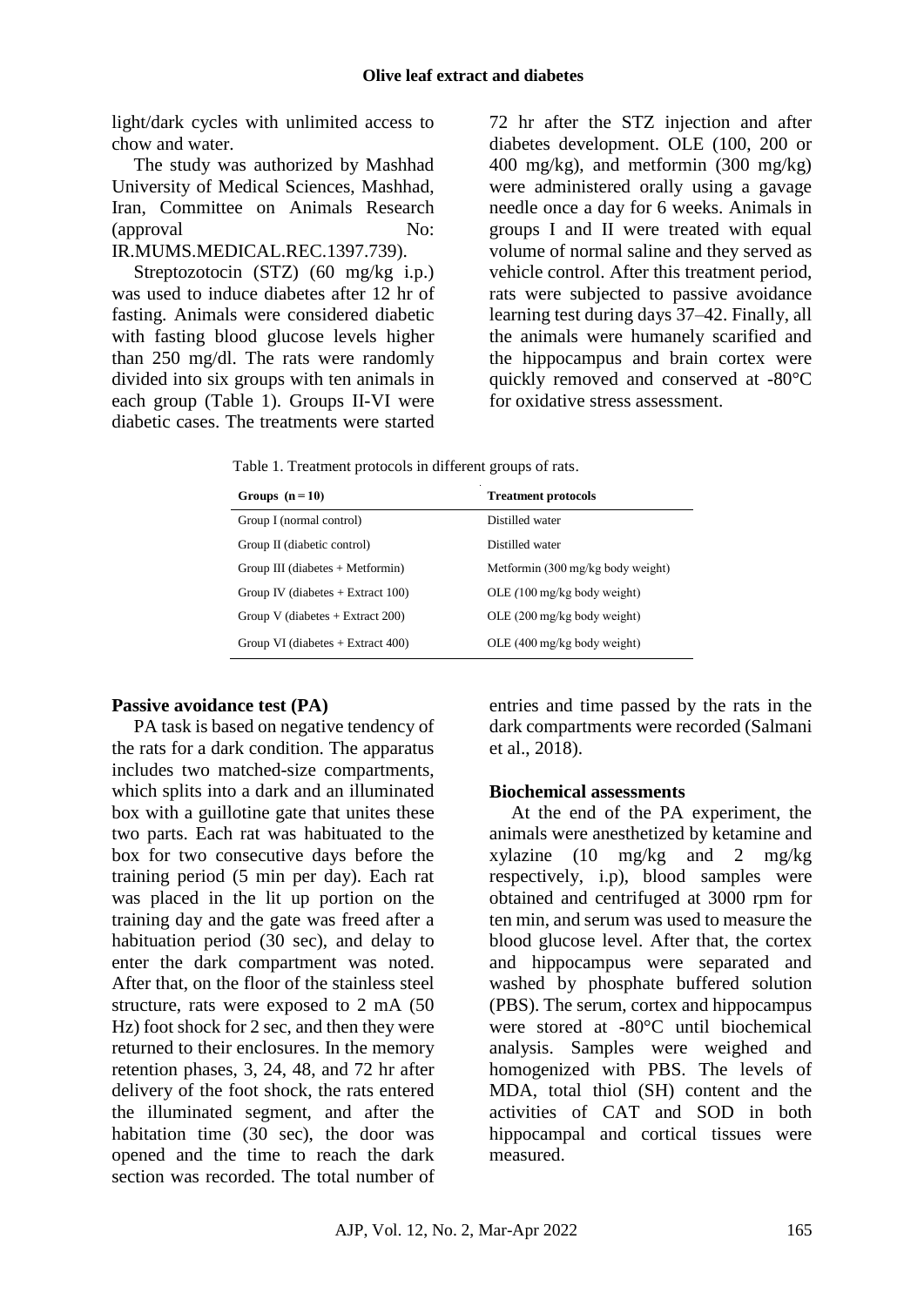light/dark cycles with unlimited access to chow and water.

The study was authorized by Mashhad University of Medical Sciences, Mashhad, Iran, Committee on Animals Research (approval No: IR.MUMS.MEDICAL.REC.1397.739).

Streptozotocin (STZ) (60 mg/kg i.p.) was used to induce diabetes after 12 hr of fasting. Animals were considered diabetic with fasting blood glucose levels higher than 250 mg/dl. The rats were randomly divided into six groups with ten animals in each group (Table 1). Groups II-VI were diabetic cases. The treatments were started 72 hr after the STZ injection and after diabetes development. OLE (100, 200 or 400 mg/kg), and metformin (300 mg/kg) were administered orally using a gavage needle once a day for 6 weeks. Animals in groups I and II were treated with equal volume of normal saline and they served as vehicle control. After this treatment period, rats were subjected to passive avoidance learning test during days 37–42. Finally, all the animals were humanely scarified and the hippocampus and brain cortex were quickly removed and conserved at -80°C for oxidative stress assessment.

Table 1. Treatment protocols in different groups of rats.

| Groups (n = 10) | Treatment protocols |
|---|---|
| Group I (normal control) | Distilled water |
| Group II (diabetic control) | Distilled water |
| Group III (diabetes + Metformin) | Metformin (300 mg/kg body weight) |
| Group IV (diabetes + Extract 100) | OLE (100 mg/kg body weight) |
| Group V (diabetes + Extract 200) | OLE (200 mg/kg body weight) |
| Group VI (diabetes + Extract 400) | OLE (400 mg/kg body weight) |

### Passive avoidance test (PA)

PA task is based on negative tendency of the rats for a dark condition. The apparatus includes two matched-size compartments, which splits into a dark and an illuminated box with a guillotine gate that unites these two parts. Each rat was habituated to the box for two consecutive days before the training period (5 min per day). Each rat was placed in the lit up portion on the training day and the gate was freed after a habituation period (30 sec), and delay to enter the dark compartment was noted. After that, on the floor of the stainless steel structure, rats were exposed to 2 mA (50 Hz) foot shock for 2 sec, and then they were returned to their enclosures. In the memory retention phases, 3, 24, 48, and 72 hr after delivery of the foot shock, the rats entered the illuminated segment, and after the habitation time (30 sec), the door was opened and the time to reach the dark section was recorded. The total number of entries and time passed by the rats in the dark compartments were recorded (Salmani et al., 2018).

### Biochemical assessments

At the end of the PA experiment, the animals were anesthetized by ketamine and xylazine (10 mg/kg and 2 mg/kg respectively, i.p), blood samples were obtained and centrifuged at 3000 rpm for ten min, and serum was used to measure the blood glucose level. After that, the cortex and hippocampus were separated and washed by phosphate buffered solution (PBS). The serum, cortex and hippocampus were stored at -80°C until biochemical analysis. Samples were weighed and homogenized with PBS. The levels of MDA, total thiol (SH) content and the activities of CAT and SOD in both hippocampal and cortical tissues were measured.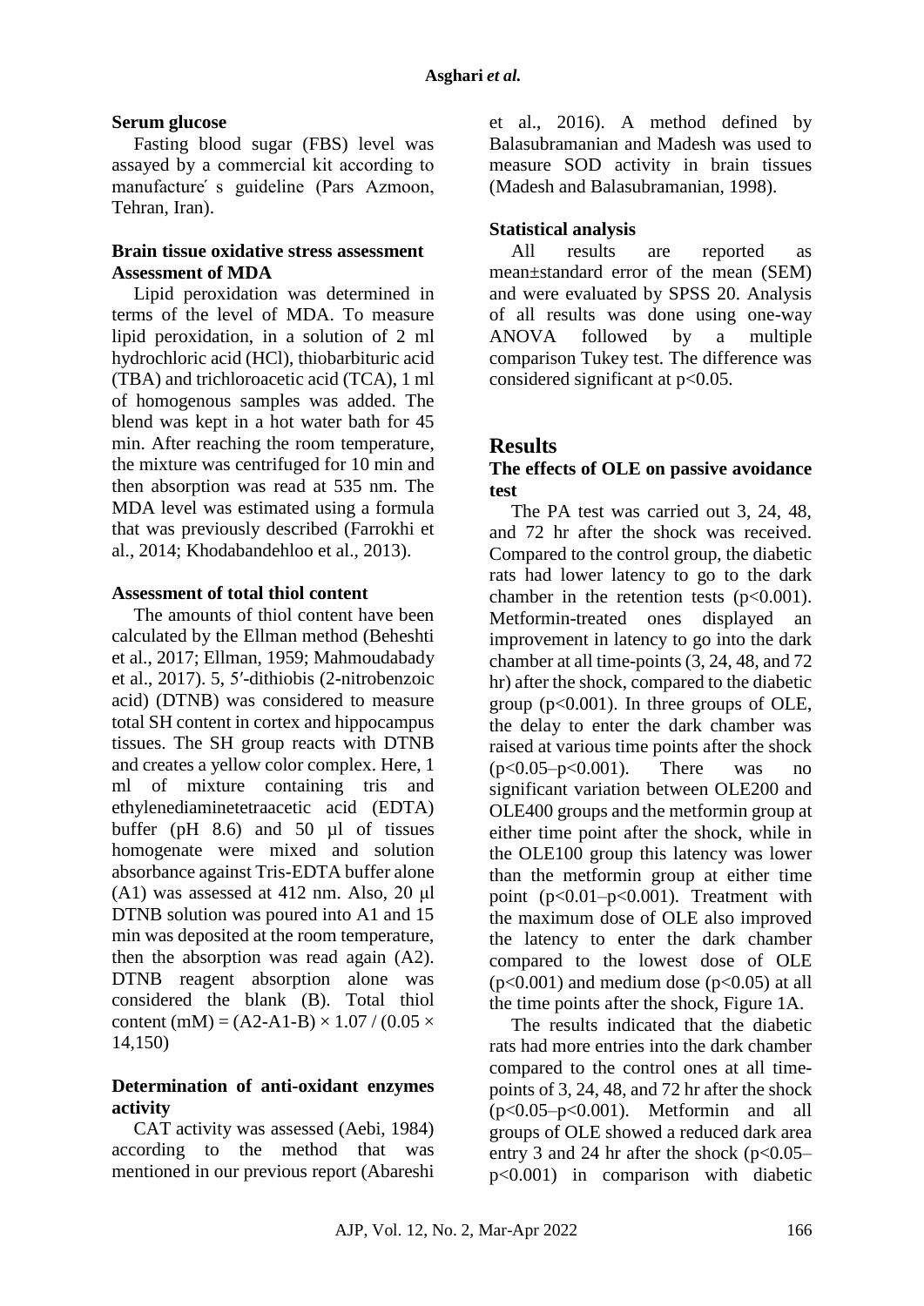### Serum glucose

Fasting blood sugar (FBS) level was assayed by a commercial kit according to manufacture΄ s guideline (Pars Azmoon, Tehran, Iran).

### Brain tissue oxidative stress assessment

### Assessment of MDA

Lipid peroxidation was determined in terms of the level of MDA. To measure lipid peroxidation, in a solution of 2 ml hydrochloric acid (HCl), thiobarbituric acid (TBA) and trichloroacetic acid (TCA), 1 ml of homogenous samples was added. The blend was kept in a hot water bath for 45 min. After reaching the room temperature, the mixture was centrifuged for 10 min and then absorption was read at 535 nm. The MDA level was estimated using a formula that was previously described (Farrokhi et al., 2014; Khodabandehloo et al., 2013).

### Assessment of total thiol content

The amounts of thiol content have been calculated by the Ellman method (Beheshti et al., 2017; Ellman, 1959; Mahmoudabady et al., 2017). 5, 5′-dithiobis (2-nitrobenzoic acid) (DTNB) was considered to measure total SH content in cortex and hippocampus tissues. The SH group reacts with DTNB and creates a yellow color complex. Here, 1 ml of mixture containing tris and ethylenediaminetetraacetic acid (EDTA) buffer (pH 8.6) and 50 µl of tissues homogenate were mixed and solution absorbance against Tris-EDTA buffer alone (A1) was assessed at 412 nm. Also, 20 μl DTNB solution was poured into A1 and 15 min was deposited at the room temperature, then the absorption was read again (A2). DTNB reagent absorption alone was considered the blank (B). Total thiol content (mM) = (A2-A1-B) × 1.07 / (0.05 × 14,150)

### Determination of anti-oxidant enzymes activity

CAT activity was assessed (Aebi, 1984) according to the method that was mentioned in our previous report (Abareshi et al., 2016). A method defined by Balasubramanian and Madesh was used to measure SOD activity in brain tissues (Madesh and Balasubramanian, 1998).

### Statistical analysis

All results are reported as mean±standard error of the mean (SEM) and were evaluated by SPSS 20. Analysis of all results was done using one-way ANOVA followed by a multiple comparison Tukey test. The difference was considered significant at $p<0.05$.

## Results

### The effects of OLE on passive avoidance test

The PA test was carried out 3, 24, 48, and 72 hr after the shock was received. Compared to the control group, the diabetic rats had lower latency to go to the dark chamber in the retention tests ($p<0.001$). Metformin-treated ones displayed an improvement in latency to go into the dark chamber at all time-points (3, 24, 48, and 72 hr) after the shock, compared to the diabetic group ($p<0.001$). In three groups of OLE, the delay to enter the dark chamber was raised at various time points after the shock ($p<0.05$–$p<0.001$). There was no significant variation between OLE200 and OLE400 groups and the metformin group at either time point after the shock, while in the OLE100 group this latency was lower than the metformin group at either time point ($p<0.01$–$p<0.001$). Treatment with the maximum dose of OLE also improved the latency to enter the dark chamber compared to the lowest dose of OLE ($p<0.001$) and medium dose ($p<0.05$) at all the time points after the shock, Figure 1A.

The results indicated that the diabetic rats had more entries into the dark chamber compared to the control ones at all time-points of 3, 24, 48, and 72 hr after the shock ($p<0.05$–$p<0.001$). Metformin and all groups of OLE showed a reduced dark area entry 3 and 24 hr after the shock ($p<0.05$–$p<0.001$) in comparison with diabetic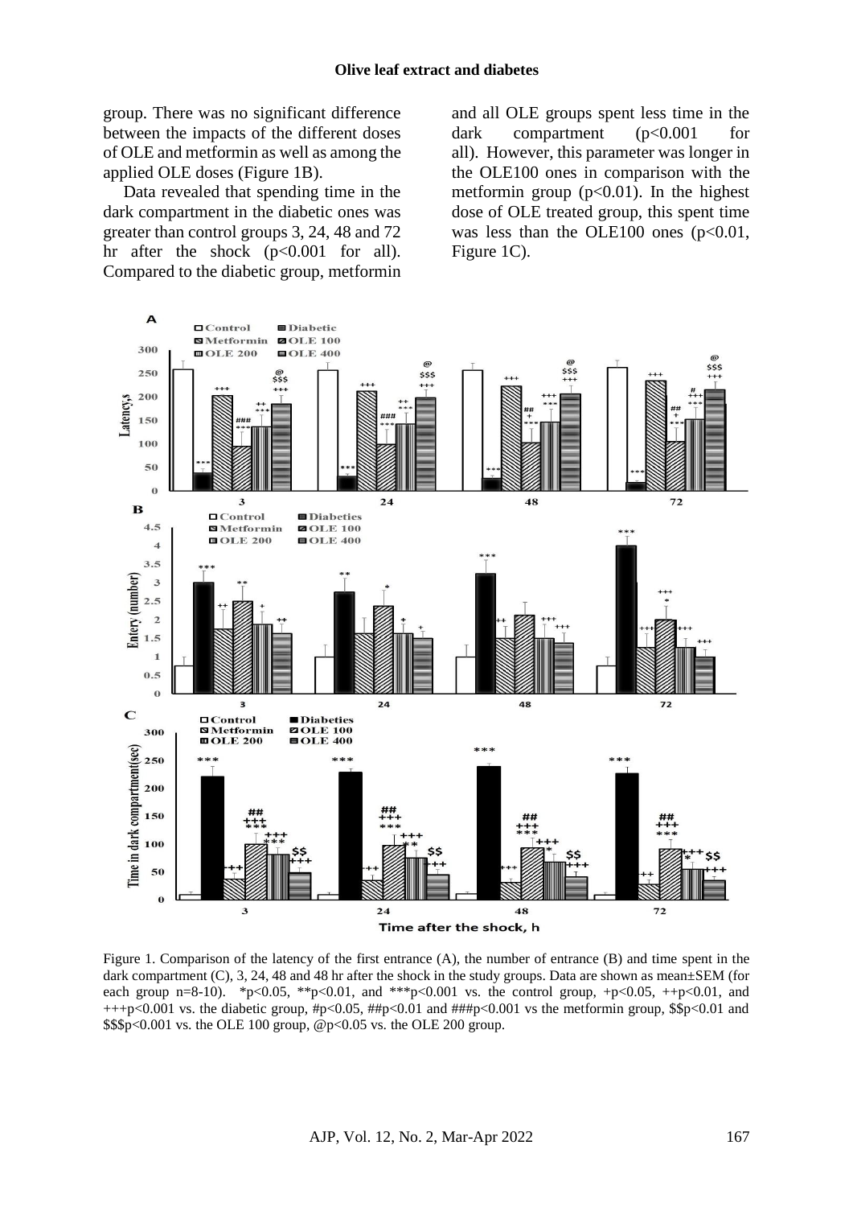group. There was no significant difference between the impacts of the different doses of OLE and metformin as well as among the applied OLE doses (Figure 1B).

Data revealed that spending time in the dark compartment in the diabetic ones was greater than control groups 3, 24, 48 and 72 hr after the shock ($p<0.001$ for all). Compared to the diabetic group, metformin and all OLE groups spent less time in the dark compartment ($p<0.001$ for all). However, this parameter was longer in the OLE100 ones in comparison with the metformin group ($p<0.01$). In the highest dose of OLE treated group, this spent time was less than the OLE100 ones ($p<0.01$, Figure 1C).

A
Control
Diabetic
Metformin
OLE 100
OLE 200
OLE 400
Latency,s
300
250
200
150
100
50
0
3
24
48
72

B
Control
Diabeties
Metformin
OLE 100
OLE 200
OLE 400
Entery (number)
4.5
4
3.5
3
2.5
2
1.5
1
0.5
0
3
24
48
72

C
Control
Diabeties
Metformin
OLE 100
OLE 200
OLE 400
Time in dark compartment(sec)
300
250
200
150
100
50
0
3
24
48
72
Time after the shock, h

Figure 1. Comparison of the latency of the first entrance (A), the number of entrance (B) and time spent in the dark compartment (C), 3, 24, 48 and 48 hr after the shock in the study groups. Data are shown as mean±SEM (for each group n=8-10). *$p<0.05$, **$p<0.01$, and ***$p<0.001$ vs. the control group, +$p<0.05$, ++$p<0.01$, and +++$p<0.001$ vs. the diabetic group, #$p<0.05$, ##$p<0.01$ and ###$p<0.001$ vs the metformin group, $$$p<0.01$ and $$$$p<0.001$ vs. the OLE 100 group, @$p<0.05$ vs. the OLE 200 group.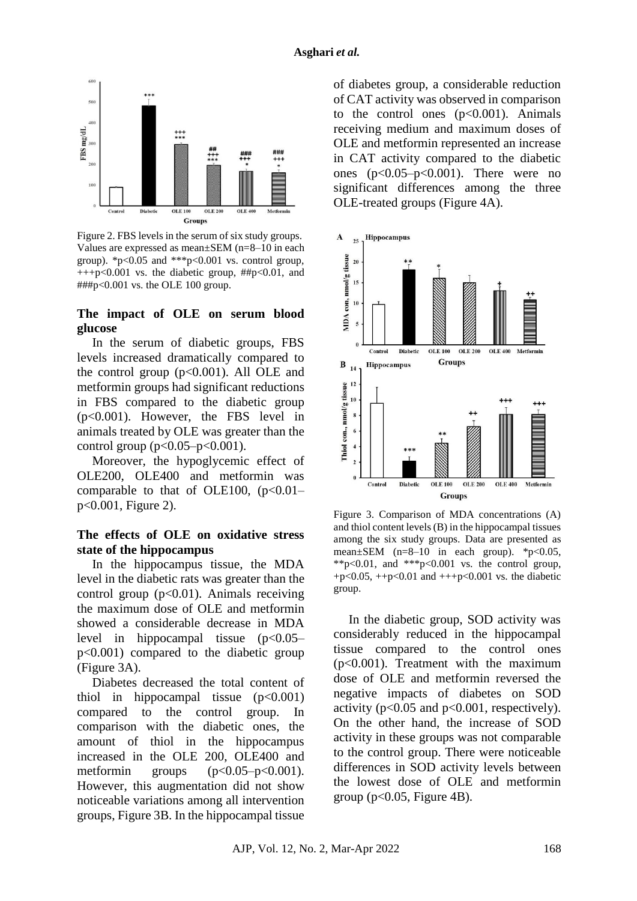Groups

FBS mg/dL

600
500
400
300
200
100
0

***
+++
***
##
+++
***
###
+++
*
###
+++
*

Control Diabetic OLE 100 OLE 200 OLE 400 Metformin

Figure 2. FBS levels in the serum of six study groups. Values are expressed as mean±SEM (n=8–10 in each group). $*p<0.05$ and $***p<0.001$ vs. control group, $+++p<0.001$ vs. the diabetic group, $\#\#p<0.01$, and $\#\#\#p<0.001$ vs. the OLE 100 group.

### The impact of OLE on serum blood glucose

In the serum of diabetic groups, FBS levels increased dramatically compared to the control group ($p<0.001$). All OLE and metformin groups had significant reductions in FBS compared to the diabetic group ($p<0.001$). However, the FBS level in animals treated by OLE was greater than the control group ($p<0.05$–$p<0.001$).

Moreover, the hypoglycemic effect of OLE200, OLE400 and metformin was comparable to that of OLE100, ($p<0.01$–$p<0.001$, Figure 2).

### The effects of OLE on oxidative stress state of the hippocampus

In the hippocampus tissue, the MDA level in the diabetic rats was greater than the control group ($p<0.01$). Animals receiving the maximum dose of OLE and metformin showed a considerable decrease in MDA level in hippocampal tissue ($p<0.05$–$p<0.001$) compared to the diabetic group (Figure 3A).

Diabetes decreased the total content of thiol in hippocampal tissue ($p<0.001$) compared to the control group. In comparison with the diabetic ones, the amount of thiol in the hippocampus increased in the OLE 200, OLE400 and metformin groups ($p<0.05$–$p<0.001$). However, this augmentation did not show noticeable variations among all intervention groups, Figure 3B. In the hippocampal tissue of diabetes group, a considerable reduction of CAT activity was observed in comparison to the control ones ($p<0.001$). Animals receiving medium and maximum doses of OLE and metformin represented an increase in CAT activity compared to the diabetic ones ($p<0.05$–$p<0.001$). There were no significant differences among the three OLE-treated groups (Figure 4A).

A Hippocampus

MDA con, nmol/g tissue

25
20
15
10
5
0

**
*
+
++

Control Diabetic OLE 100 OLE 200 OLE 400 Metformin

Groups

B Hippocampus

Thiol con., nmol/g tissue

14
12
10
8
6
4
2
0

***
**
++
+++
+++

Control Diabetic OLE 100 OLE 200 OLE 400 Metformin

Groups

Figure 3. Comparison of MDA concentrations (A) and thiol content levels (B) in the hippocampal tissues among the six study groups. Data are presented as mean±SEM (n=8–10 in each group). $*p<0.05$, $**p<0.01$, and $***p<0.001$ vs. the control group, $+p<0.05$, $++p<0.01$ and $+++p<0.001$ vs. the diabetic group.

In the diabetic group, SOD activity was considerably reduced in the hippocampal tissue compared to the control ones ($p<0.001$). Treatment with the maximum dose of OLE and metformin reversed the negative impacts of diabetes on SOD activity ($p<0.05$ and $p<0.001$, respectively). On the other hand, the increase of SOD activity in these groups was not comparable to the control group. There were noticeable differences in SOD activity levels between the lowest dose of OLE and metformin group ($p<0.05$, Figure 4B).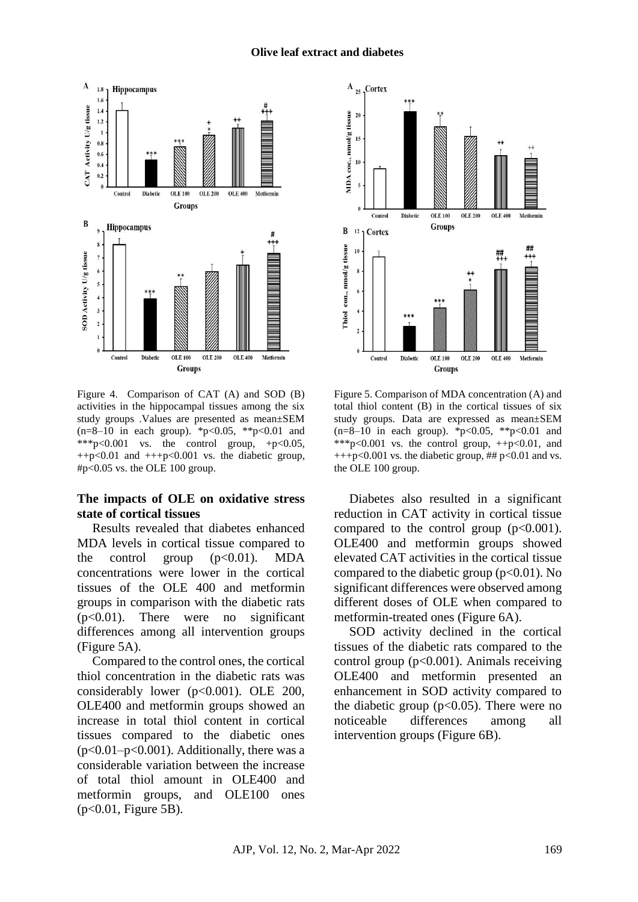A

Hippocampus

CAT Activity U/g tissue

1.8
1.6
1.4
1.2
1
0.8
0.6
0.4
0.2
0

***
***
+
*
++
#
+++

Control Diabetic OLE 100 OLE 200 OLE 400 Metformin

Groups

B

Hippocampus

SOD Activity U/g tissue

9
8
7
6
5
4
3
2
1
0

***
**
+
#
+++

Control Diabetic OLE 100 OLE 200 OLE 400 Metformin

Groups

Figure 4. Comparison of CAT (A) and SOD (B) activities in the hippocampal tissues among the six study groups .Values are presented as mean±SEM (n=8–10 in each group). *p<0.05, **p<0.01 and ***p<0.001 vs. the control group, +p<0.05, ++p<0.01 and +++p<0.001 vs. the diabetic group, #p<0.05 vs. the OLE 100 group.

A

Cortex

MDA coc., nmol/g tissue

25
20
15
10
5
0

***
**
++
++

Control Diabetic OLE 100 OLE 200 OLE 400 Metformin

Groups

B

Cortex

Thiol con., nmol/g tissue

12
10
8
6
4
2
0

***
***
++
*
##
+++
##
+++

Control Diabetic OLE 100 OLE 200 OLE 400 Metformin

Groups

Figure 5. Comparison of MDA concentration (A) and total thiol content (B) in the cortical tissues of six study groups. Data are expressed as mean±SEM (n=8–10 in each group). *p<0.05, **p<0.01 and ***p<0.001 vs. the control group, ++p<0.01, and +++p<0.001 vs. the diabetic group, ## p<0.01 and vs. the OLE 100 group.

### The impacts of OLE on oxidative stress state of cortical tissues

Results revealed that diabetes enhanced MDA levels in cortical tissue compared to the control group ($p<0.01$). MDA concentrations were lower in the cortical tissues of the OLE 400 and metformin groups in comparison with the diabetic rats ($p<0.01$). There were no significant differences among all intervention groups (Figure 5A).

Compared to the control ones, the cortical thiol concentration in the diabetic rats was considerably lower ($p<0.001$). OLE 200, OLE400 and metformin groups showed an increase in total thiol content in cortical tissues compared to the diabetic ones ($p<0.01$–$p<0.001$). Additionally, there was a considerable variation between the increase of total thiol amount in OLE400 and metformin groups, and OLE100 ones ($p<0.01$, Figure 5B).

Diabetes also resulted in a significant reduction in CAT activity in cortical tissue compared to the control group ($p<0.001$). OLE400 and metformin groups showed elevated CAT activities in the cortical tissue compared to the diabetic group ($p<0.01$). No significant differences were observed among different doses of OLE when compared to metformin-treated ones (Figure 6A).

SOD activity declined in the cortical tissues of the diabetic rats compared to the control group ($p<0.001$). Animals receiving OLE400 and metformin presented an enhancement in SOD activity compared to the diabetic group ($p<0.05$). There were no noticeable differences among all intervention groups (Figure 6B).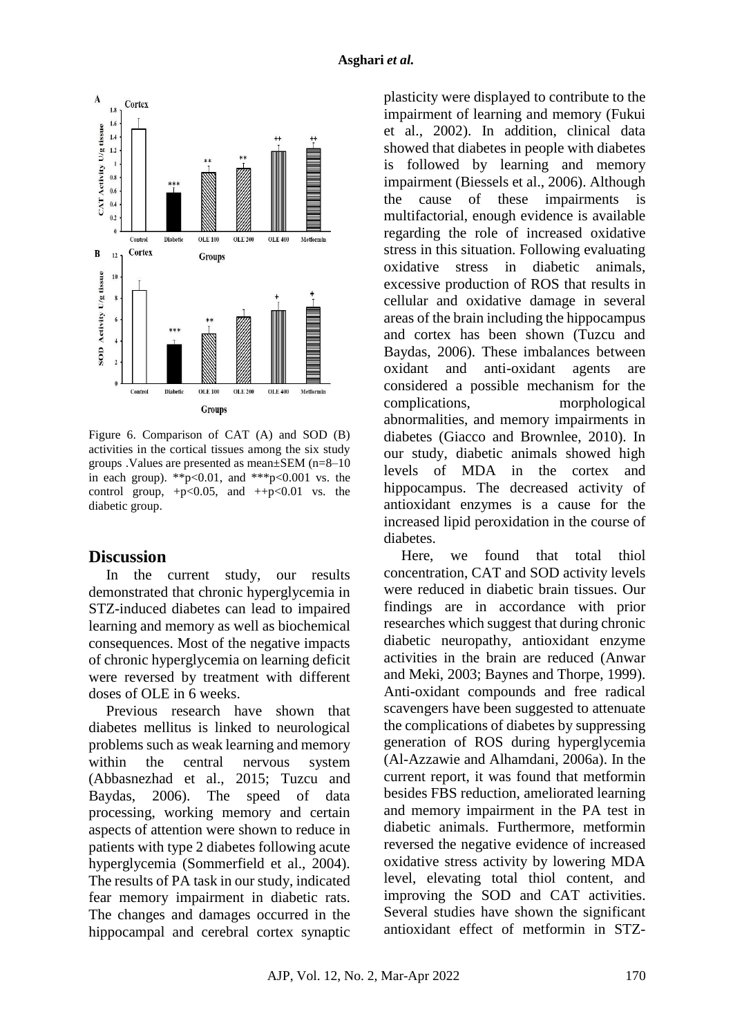A

Cortex

CAT Activity U/g tissue

1.8
1.6
1.4
1.2
1
0.8
0.6
0.4
0.2
0

***
**
**
++
++

Control Diabetic OLE 100 OLE 200 OLE 400 Metformin

Groups

B

Cortex

SOD Activity U/g tissue

12
10
8
6
4
2
0

***
**
+
+

Control Diabetic OLE 100 OLE 200 OLE 400 Metformin

Groups

Figure 6. Comparison of CAT (A) and SOD (B) activities in the cortical tissues among the six study groups .Values are presented as mean±SEM (n=8–10 in each group). $^{**}p<0.01$, and $^{***}p<0.001$ vs. the control group, $^{+}p<0.05$, and $^{++}p<0.01$ vs. the diabetic group.

## Discussion

In the current study, our results demonstrated that chronic hyperglycemia in STZ-induced diabetes can lead to impaired learning and memory as well as biochemical consequences. Most of the negative impacts of chronic hyperglycemia on learning deficit were reversed by treatment with different doses of OLE in 6 weeks.

Previous research have shown that diabetes mellitus is linked to neurological problems such as weak learning and memory within the central nervous system (Abbasnezhad et al., 2015; Tuzcu and Baydas, 2006). The speed of data processing, working memory and certain aspects of attention were shown to reduce in patients with type 2 diabetes following acute hyperglycemia (Sommerfield et al., 2004). The results of PA task in our study, indicated fear memory impairment in diabetic rats. The changes and damages occurred in the hippocampal and cerebral cortex synaptic plasticity were displayed to contribute to the impairment of learning and memory (Fukui et al., 2002). In addition, clinical data showed that diabetes in people with diabetes is followed by learning and memory impairment (Biessels et al., 2006). Although the cause of these impairments is multifactorial, enough evidence is available regarding the role of increased oxidative stress in this situation. Following evaluating oxidative stress in diabetic animals, excessive production of ROS that results in cellular and oxidative damage in several areas of the brain including the hippocampus and cortex has been shown (Tuzcu and Baydas, 2006). These imbalances between oxidant and anti-oxidant agents are considered a possible mechanism for the complications, morphological abnormalities, and memory impairments in diabetes (Giacco and Brownlee, 2010). In our study, diabetic animals showed high levels of MDA in the cortex and hippocampus. The decreased activity of antioxidant enzymes is a cause for the increased lipid peroxidation in the course of diabetes.

Here, we found that total thiol concentration, CAT and SOD activity levels were reduced in diabetic brain tissues. Our findings are in accordance with prior researches which suggest that during chronic diabetic neuropathy, antioxidant enzyme activities in the brain are reduced (Anwar and Meki, 2003; Baynes and Thorpe, 1999). Anti-oxidant compounds and free radical scavengers have been suggested to attenuate the complications of diabetes by suppressing generation of ROS during hyperglycemia (Al-Azzawie and Alhamdani, 2006a). In the current report, it was found that metformin besides FBS reduction, ameliorated learning and memory impairment in the PA test in diabetic animals. Furthermore, metformin reversed the negative evidence of increased oxidative stress activity by lowering MDA level, elevating total thiol content, and improving the SOD and CAT activities. Several studies have shown the significant antioxidant effect of metformin in STZ-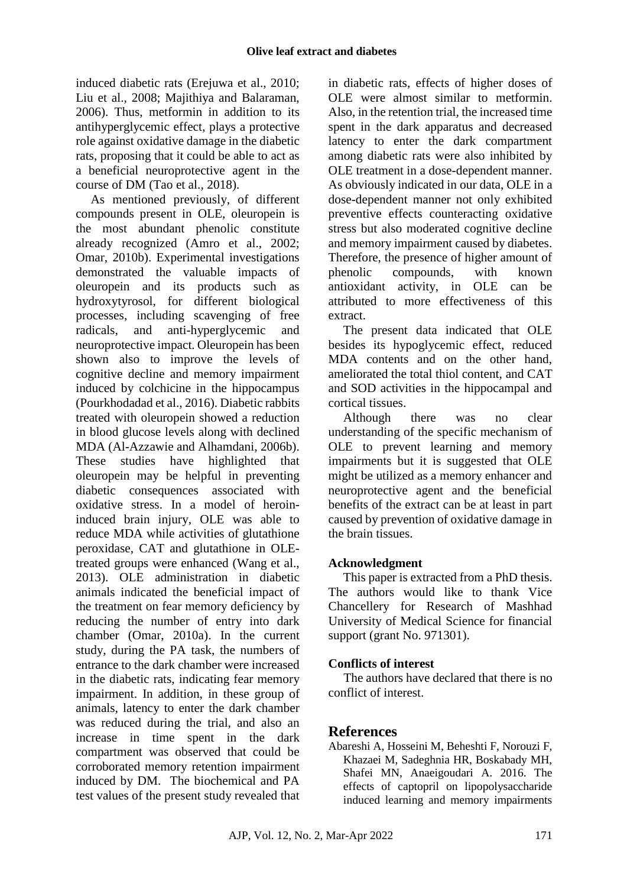induced diabetic rats (Erejuwa et al., 2010; Liu et al., 2008; Majithiya and Balaraman, 2006). Thus, metformin in addition to its antihyperglycemic effect, plays a protective role against oxidative damage in the diabetic rats, proposing that it could be able to act as a beneficial neuroprotective agent in the course of DM (Tao et al., 2018).

As mentioned previously, of different compounds present in OLE, oleuropein is the most abundant phenolic constitute already recognized (Amro et al., 2002; Omar, 2010b). Experimental investigations demonstrated the valuable impacts of oleuropein and its products such as hydroxytyrosol, for different biological processes, including scavenging of free radicals, and anti-hyperglycemic and neuroprotective impact. Oleuropein has been shown also to improve the levels of cognitive decline and memory impairment induced by colchicine in the hippocampus (Pourkhodadad et al., 2016). Diabetic rabbits treated with oleuropein showed a reduction in blood glucose levels along with declined MDA (Al-Azzawie and Alhamdani, 2006b). These studies have highlighted that oleuropein may be helpful in preventing diabetic consequences associated with oxidative stress. In a model of heroin-induced brain injury, OLE was able to reduce MDA while activities of glutathione peroxidase, CAT and glutathione in OLE-treated groups were enhanced (Wang et al., 2013). OLE administration in diabetic animals indicated the beneficial impact of the treatment on fear memory deficiency by reducing the number of entry into dark chamber (Omar, 2010a). In the current study, during the PA task, the numbers of entrance to the dark chamber were increased in the diabetic rats, indicating fear memory impairment. In addition, in these group of animals, latency to enter the dark chamber was reduced during the trial, and also an increase in time spent in the dark compartment was observed that could be corroborated memory retention impairment induced by DM. The biochemical and PA test values of the present study revealed that in diabetic rats, effects of higher doses of OLE were almost similar to metformin. Also, in the retention trial, the increased time spent in the dark apparatus and decreased latency to enter the dark compartment among diabetic rats were also inhibited by OLE treatment in a dose-dependent manner. As obviously indicated in our data, OLE in a dose-dependent manner not only exhibited preventive effects counteracting oxidative stress but also moderated cognitive decline and memory impairment caused by diabetes. Therefore, the presence of higher amount of phenolic compounds, with known antioxidant activity, in OLE can be attributed to more effectiveness of this extract.

The present data indicated that OLE besides its hypoglycemic effect, reduced MDA contents and on the other hand, ameliorated the total thiol content, and CAT and SOD activities in the hippocampal and cortical tissues.

Although there was no clear understanding of the specific mechanism of OLE to prevent learning and memory impairments but it is suggested that OLE might be utilized as a memory enhancer and neuroprotective agent and the beneficial benefits of the extract can be at least in part caused by prevention of oxidative damage in the brain tissues.

### Acknowledgment

This paper is extracted from a PhD thesis. The authors would like to thank Vice Chancellery for Research of Mashhad University of Medical Science for financial support (grant No. 971301).

### Conflicts of interest

The authors have declared that there is no conflict of interest.

## References

Abareshi A, Hosseini M, Beheshti F, Norouzi F, Khazaei M, Sadeghnia HR, Boskabady MH, Shafei MN, Anaeigoudari A. 2016. The effects of captopril on lipopolysaccharide induced learning and memory impairments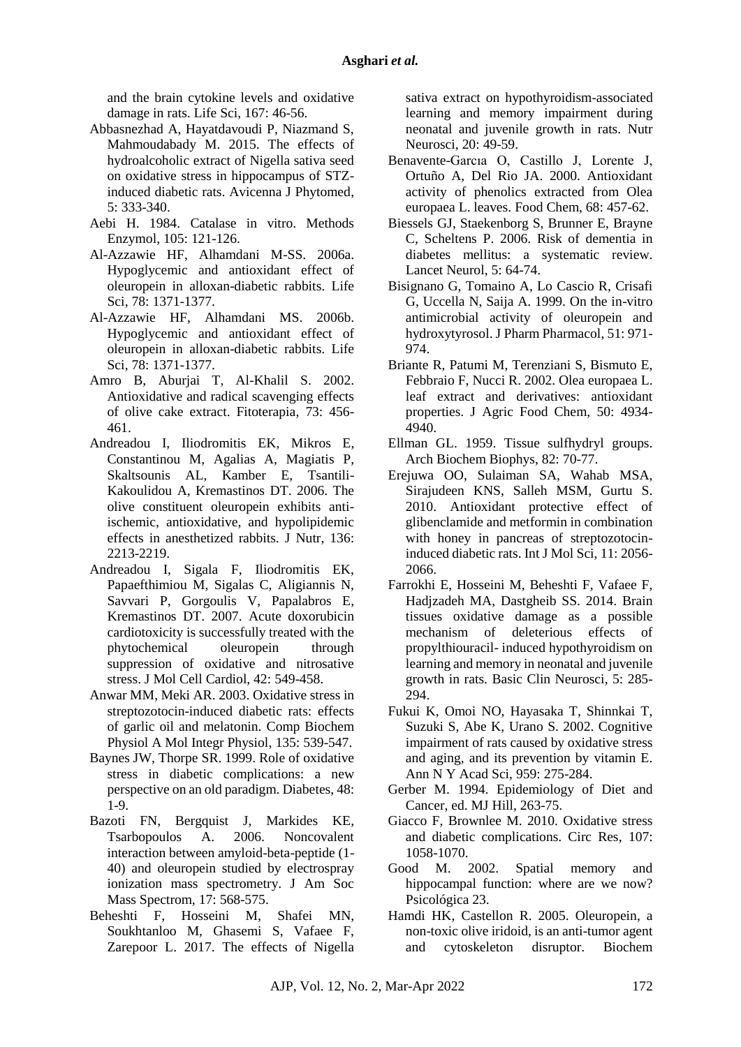and the brain cytokine levels and oxidative damage in rats. Life Sci, 167: 46-56.

Abbasnezhad A, Hayatdavoudi P, Niazmand S, Mahmoudabady M. 2015. The effects of hydroalcoholic extract of Nigella sativa seed on oxidative stress in hippocampus of STZ-induced diabetic rats. Avicenna J Phytomed, 5: 333-340.

Aebi H. 1984. Catalase in vitro. Methods Enzymol, 105: 121-126.

Al-Azzawie HF, Alhamdani M-SS. 2006a. Hypoglycemic and antioxidant effect of oleuropein in alloxan-diabetic rabbits. Life Sci, 78: 1371-1377.

Al-Azzawie HF, Alhamdani MS. 2006b. Hypoglycemic and antioxidant effect of oleuropein in alloxan-diabetic rabbits. Life Sci, 78: 1371-1377.

Amro B, Aburjai T, Al-Khalil S. 2002. Antioxidative and radical scavenging effects of olive cake extract. Fitoterapia, 73: 456-461.

Andreadou I, Iliodromitis EK, Mikros E, Constantinou M, Agalias A, Magiatis P, Skaltsounis AL, Kamber E, Tsantili-Kakoulidou A, Kremastinos DT. 2006. The olive constituent oleuropein exhibits anti-ischemic, antioxidative, and hypolipidemic effects in anesthetized rabbits. J Nutr, 136: 2213-2219.

Andreadou I, Sigala F, Iliodromitis EK, Papaefthimiou M, Sigalas C, Aligiannis N, Savvari P, Gorgoulis V, Papalabros E, Kremastinos DT. 2007. Acute doxorubicin cardiotoxicity is successfully treated with the phytochemical oleuropein through suppression of oxidative and nitrosative stress. J Mol Cell Cardiol, 42: 549-458.

Anwar MM, Meki AR. 2003. Oxidative stress in streptozotocin-induced diabetic rats: effects of garlic oil and melatonin. Comp Biochem Physiol A Mol Integr Physiol, 135: 539-547.

Baynes JW, Thorpe SR. 1999. Role of oxidative stress in diabetic complications: a new perspective on an old paradigm. Diabetes, 48: 1-9.

Bazoti FN, Bergquist J, Markides KE, Tsarbopoulos A. 2006. Noncovalent interaction between amyloid-beta-peptide (1-40) and oleuropein studied by electrospray ionization mass spectrometry. J Am Soc Mass Spectrom, 17: 568-575.

Beheshti F, Hosseini M, Shafei MN, Soukhtanloo M, Ghasemi S, Vafaee F, Zarepoor L. 2017. The effects of Nigella sativa extract on hypothyroidism-associated learning and memory impairment during neonatal and juvenile growth in rats. Nutr Neurosci, 20: 49-59.

Benavente-Garcıa O, Castillo J, Lorente J, Ortuño A, Del Rio JA. 2000. Antioxidant activity of phenolics extracted from Olea europaea L. leaves. Food Chem, 68: 457-62.

Biessels GJ, Staekenborg S, Brunner E, Brayne C, Scheltens P. 2006. Risk of dementia in diabetes mellitus: a systematic review. Lancet Neurol, 5: 64-74.

Bisignano G, Tomaino A, Lo Cascio R, Crisafi G, Uccella N, Saija A. 1999. On the in-vitro antimicrobial activity of oleuropein and hydroxytyrosol. J Pharm Pharmacol, 51: 971-974.

Briante R, Patumi M, Terenziani S, Bismuto E, Febbraio F, Nucci R. 2002. Olea europaea L. leaf extract and derivatives: antioxidant properties. J Agric Food Chem, 50: 4934-4940.

Ellman GL. 1959. Tissue sulfhydryl groups. Arch Biochem Biophys, 82: 70-77.

Erejuwa OO, Sulaiman SA, Wahab MSA, Sirajudeen KNS, Salleh MSM, Gurtu S. 2010. Antioxidant protective effect of glibenclamide and metformin in combination with honey in pancreas of streptozotocin-induced diabetic rats. Int J Mol Sci, 11: 2056-2066.

Farrokhi E, Hosseini M, Beheshti F, Vafaee F, Hadjzadeh MA, Dastgheib SS. 2014. Brain tissues oxidative damage as a possible mechanism of deleterious effects of propylthiouracil- induced hypothyroidism on learning and memory in neonatal and juvenile growth in rats. Basic Clin Neurosci, 5: 285-294.

Fukui K, Omoi NO, Hayasaka T, Shinnkai T, Suzuki S, Abe K, Urano S. 2002. Cognitive impairment of rats caused by oxidative stress and aging, and its prevention by vitamin E. Ann N Y Acad Sci, 959: 275-284.

Gerber M. 1994. Epidemiology of Diet and Cancer, ed. MJ Hill, 263-75.

Giacco F, Brownlee M. 2010. Oxidative stress and diabetic complications. Circ Res, 107: 1058-1070.

Good M. 2002. Spatial memory and hippocampal function: where are we now? Psicológica 23.

Hamdi HK, Castellon R. 2005. Oleuropein, a non-toxic olive iridoid, is an anti-tumor agent and cytoskeleton disruptor. Biochem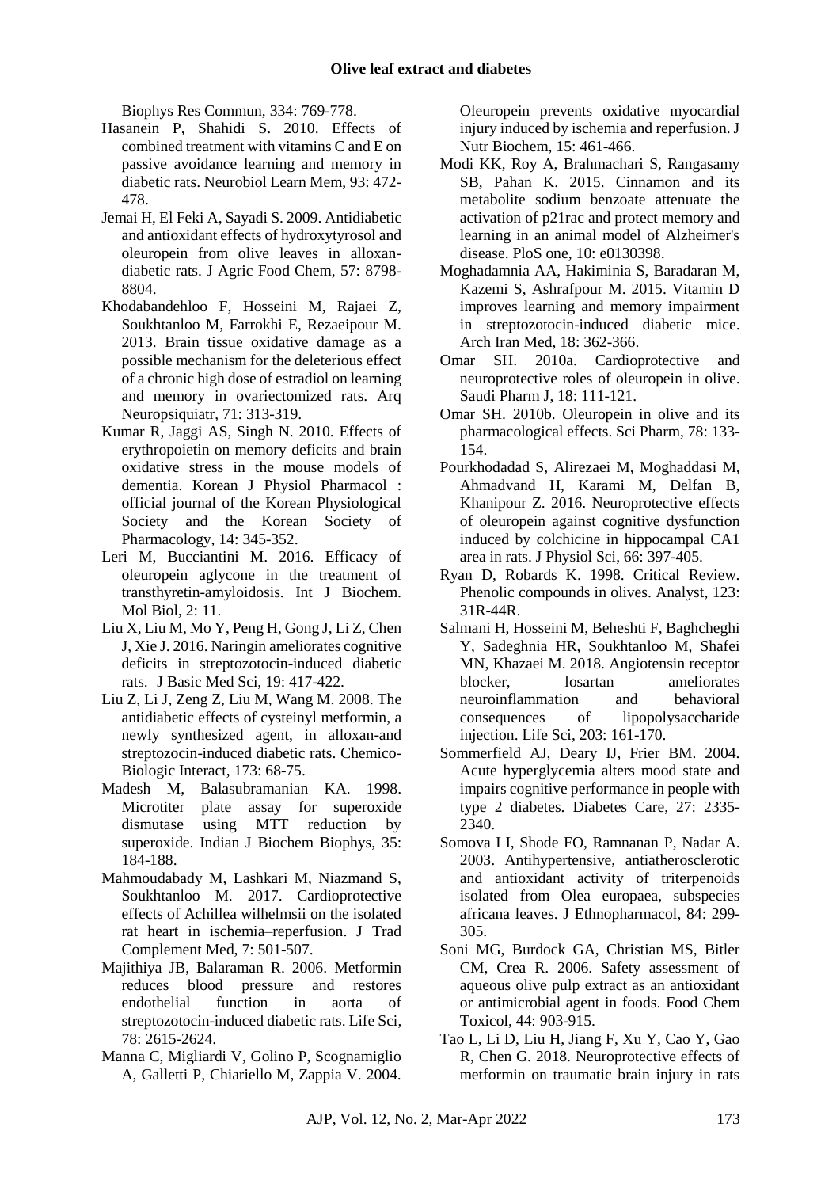Biophys Res Commun, 334: 769-778.

Hasanein P, Shahidi S. 2010. Effects of combined treatment with vitamins C and E on passive avoidance learning and memory in diabetic rats. Neurobiol Learn Mem, 93: 472-478.

Jemai H, El Feki A, Sayadi S. 2009. Antidiabetic and antioxidant effects of hydroxytyrosol and oleuropein from olive leaves in alloxan-diabetic rats. J Agric Food Chem, 57: 8798-8804.

Khodabandehloo F, Hosseini M, Rajaei Z, Soukhtanloo M, Farrokhi E, Rezaeipour M. 2013. Brain tissue oxidative damage as a possible mechanism for the deleterious effect of a chronic high dose of estradiol on learning and memory in ovariectomized rats. Arq Neuropsiquiatr, 71: 313-319.

Kumar R, Jaggi AS, Singh N. 2010. Effects of erythropoietin on memory deficits and brain oxidative stress in the mouse models of dementia. Korean J Physiol Pharmacol : official journal of the Korean Physiological Society and the Korean Society of Pharmacology, 14: 345-352.

Leri M, Bucciantini M. 2016. Efficacy of oleuropein aglycone in the treatment of transthyretin-amyloidosis. Int J Biochem. Mol Biol, 2: 11.

Liu X, Liu M, Mo Y, Peng H, Gong J, Li Z, Chen J, Xie J. 2016. Naringin ameliorates cognitive deficits in streptozotocin-induced diabetic rats. J Basic Med Sci, 19: 417-422.

Liu Z, Li J, Zeng Z, Liu M, Wang M. 2008. The antidiabetic effects of cysteinyl metformin, a newly synthesized agent, in alloxan-and streptozocin-induced diabetic rats. Chemico-Biologic Interact, 173: 68-75.

Madesh M, Balasubramanian KA. 1998. Microtiter plate assay for superoxide dismutase using MTT reduction by superoxide. Indian J Biochem Biophys, 35: 184-188.

Mahmoudabady M, Lashkari M, Niazmand S, Soukhtanloo M. 2017. Cardioprotective effects of Achillea wilhelmsii on the isolated rat heart in ischemia–reperfusion. J Trad Complement Med, 7: 501-507.

Majithiya JB, Balaraman R. 2006. Metformin reduces blood pressure and restores endothelial function in aorta of streptozotocin-induced diabetic rats. Life Sci, 78: 2615-2624.

Manna C, Migliardi V, Golino P, Scognamiglio A, Galletti P, Chiariello M, Zappia V. 2004. Oleuropein prevents oxidative myocardial injury induced by ischemia and reperfusion. J Nutr Biochem, 15: 461-466.

Modi KK, Roy A, Brahmachari S, Rangasamy SB, Pahan K. 2015. Cinnamon and its metabolite sodium benzoate attenuate the activation of p21rac and protect memory and learning in an animal model of Alzheimer's disease. PloS one, 10: e0130398.

Moghadamnia AA, Hakiminia S, Baradaran M, Kazemi S, Ashrafpour M. 2015. Vitamin D improves learning and memory impairment in streptozotocin-induced diabetic mice. Arch Iran Med, 18: 362-366.

Omar SH. 2010a. Cardioprotective and neuroprotective roles of oleuropein in olive. Saudi Pharm J, 18: 111-121.

Omar SH. 2010b. Oleuropein in olive and its pharmacological effects. Sci Pharm, 78: 133-154.

Pourkhodadad S, Alirezaei M, Moghaddasi M, Ahmadvand H, Karami M, Delfan B, Khanipour Z. 2016. Neuroprotective effects of oleuropein against cognitive dysfunction induced by colchicine in hippocampal CA1 area in rats. J Physiol Sci, 66: 397-405.

Ryan D, Robards K. 1998. Critical Review. Phenolic compounds in olives. Analyst, 123: 31R-44R.

Salmani H, Hosseini M, Beheshti F, Baghcheghi Y, Sadeghnia HR, Soukhtanloo M, Shafei MN, Khazaei M. 2018. Angiotensin receptor blocker, losartan ameliorates neuroinflammation and behavioral consequences of lipopolysaccharide injection. Life Sci, 203: 161-170.

Sommerfield AJ, Deary IJ, Frier BM. 2004. Acute hyperglycemia alters mood state and impairs cognitive performance in people with type 2 diabetes. Diabetes Care, 27: 2335-2340.

Somova LI, Shode FO, Ramnanan P, Nadar A. 2003. Antihypertensive, antiatherosclerotic and antioxidant activity of triterpenoids isolated from Olea europaea, subspecies africana leaves. J Ethnopharmacol, 84: 299-305.

Soni MG, Burdock GA, Christian MS, Bitler CM, Crea R. 2006. Safety assessment of aqueous olive pulp extract as an antioxidant or antimicrobial agent in foods. Food Chem Toxicol, 44: 903-915.

Tao L, Li D, Liu H, Jiang F, Xu Y, Cao Y, Gao R, Chen G. 2018. Neuroprotective effects of metformin on traumatic brain injury in rats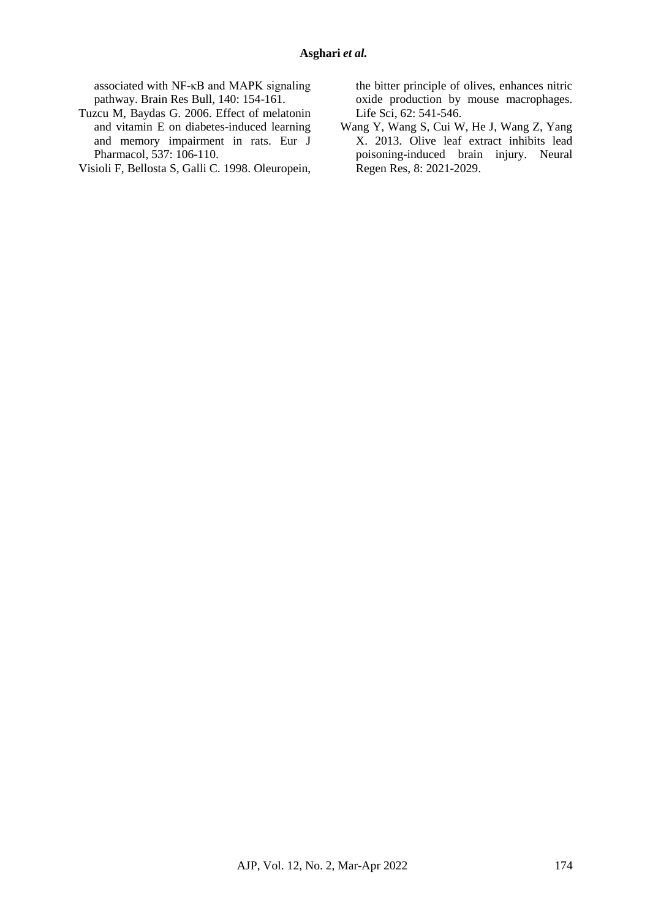associated with NF-κB and MAPK signaling pathway. Brain Res Bull, 140: 154-161.

Tuzcu M, Baydas G. 2006. Effect of melatonin and vitamin E on diabetes-induced learning and memory impairment in rats. Eur J Pharmacol, 537: 106-110.

Visioli F, Bellosta S, Galli C. 1998. Oleuropein, the bitter principle of olives, enhances nitric oxide production by mouse macrophages. Life Sci, 62: 541-546.

Wang Y, Wang S, Cui W, He J, Wang Z, Yang X. 2013. Olive leaf extract inhibits lead poisoning-induced brain injury. Neural Regen Res, 8: 2021-2029.